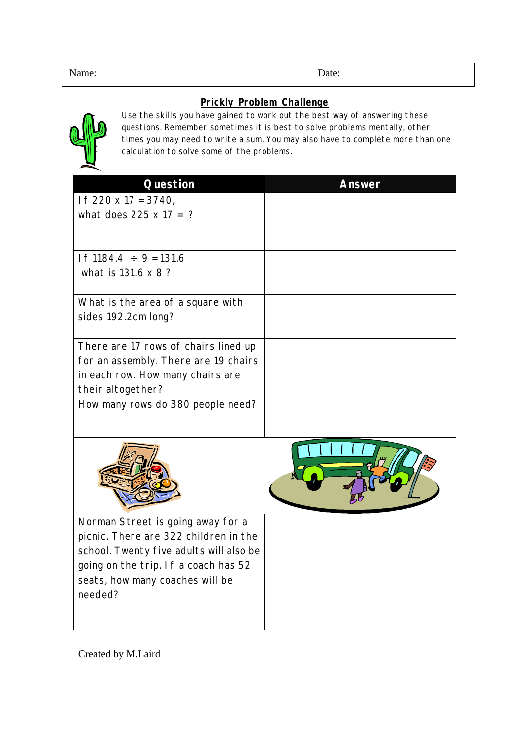| Name: | Date: |
|---|---|

## Prickly Problem Challenge

Use the skills you have gained to work out the best way of answering these questions. Remember sometimes it is best to solve problems mentally, other times you may need to write a sum. You may also have to complete more than one calculation to solve some of the problems.

| Question | Answer |
|---|---|
| If 220 x 17 = 3740, what does 225 x 17 = ? | |
| If 1184.4 ÷ 9 = 131.6 what is 131.6 x 8 ? | |
| What is the area of a square with sides 192.2cm long? | |
| There are 17 rows of chairs lined up for an assembly. There are 19 chairs in each row. How many chairs are their altogether? | |
| How many rows do 380 people need? | |
| | |
| Norman Street is going away for a picnic. There are 322 children in the school. Twenty five adults will also be going on the trip. If a coach has 52 seats, how many coaches will be needed? | |

Created by M.Laird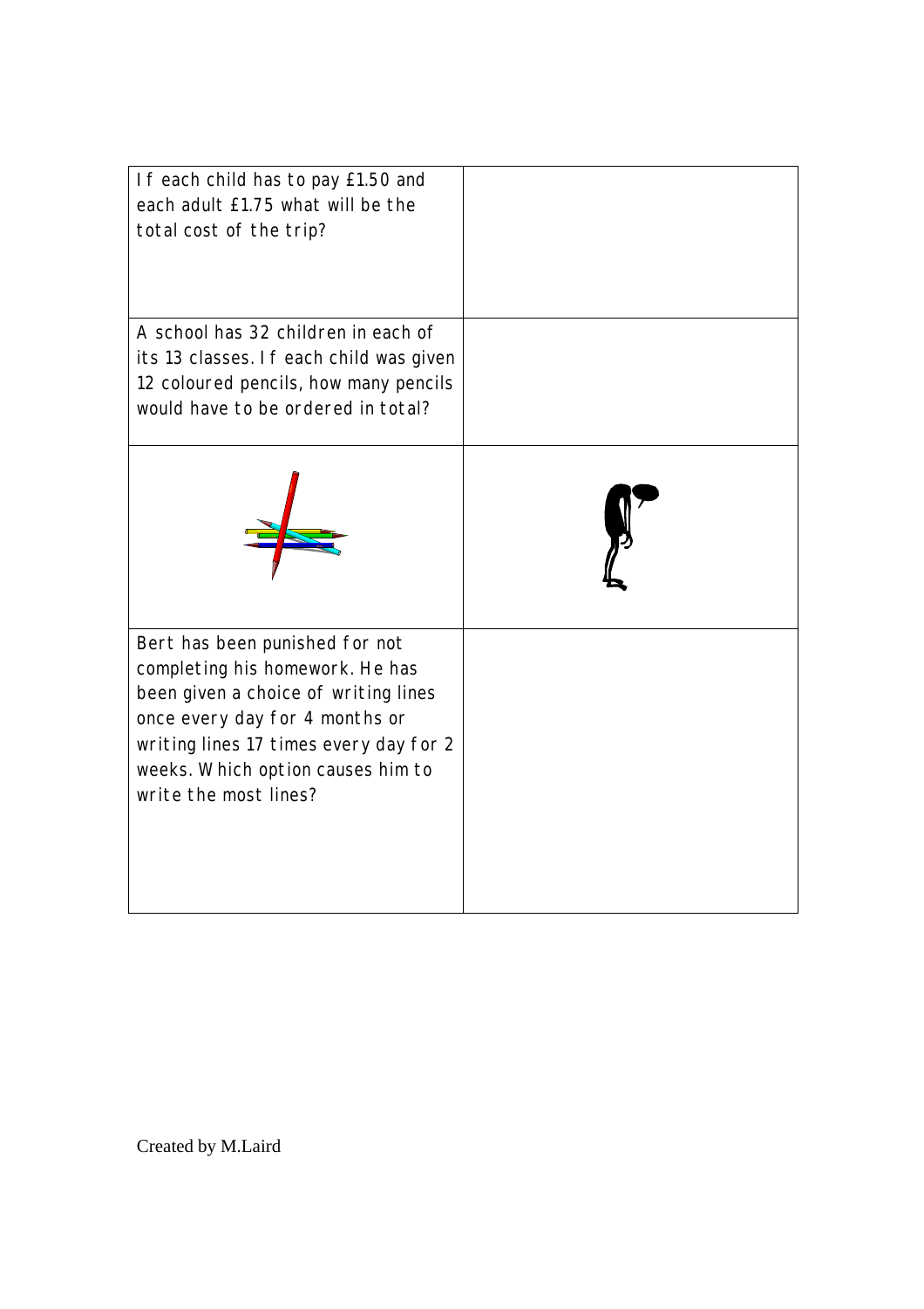| | |
|---|---|
| If each child has to pay £1.50 and each adult £1.75 what will be the total cost of the trip? | |
| A school has 32 children in each of its 13 classes. If each child was given 12 coloured pencils, how many pencils would have to be ordered in total? | |
| | |
| Bert has been punished for not completing his homework. He has been given a choice of writing lines once every day for 4 months or writing lines 17 times every day for 2 weeks. Which option causes him to write the most lines? | |

Created by M.Laird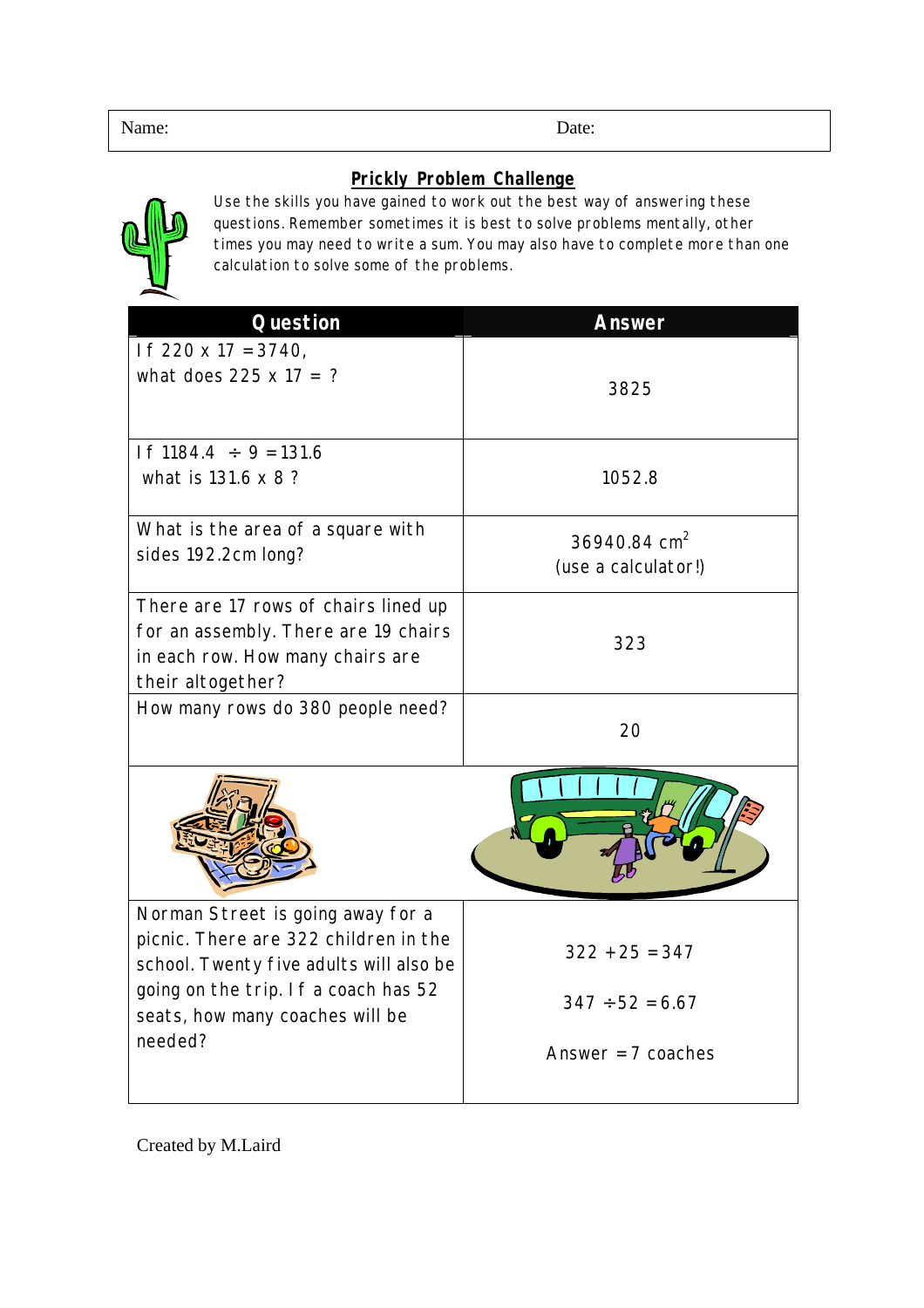Name: Date:

## Prickly Problem Challenge

Use the skills you have gained to work out the best way of answering these questions. Remember sometimes it is best to solve problems mentally, other times you may need to write a sum. You may also have to complete more than one calculation to solve some of the problems.

| Question | Answer |
|---|---|
| If 220 x 17 = 3740, what does 225 x 17 = ? | 3825 |
| If 1184.4 ÷ 9 = 131.6 what is 131.6 x 8 ? | 1052.8 |
| What is the area of a square with sides 192.2cm long? | 36940.84 $cm^2$ (use a calculator!) |
| There are 17 rows of chairs lined up for an assembly. There are 19 chairs in each row. How many chairs are their altogether? | 323 |
| How many rows do 380 people need? | 20 |
| Norman Street is going away for a picnic. There are 322 children in the school. Twenty five adults will also be going on the trip. If a coach has 52 seats, how many coaches will be needed? | 322 + 25 = 347<br><br>347 ÷ 52 = 6.67<br><br>Answer = 7 coaches |

Created by M.Laird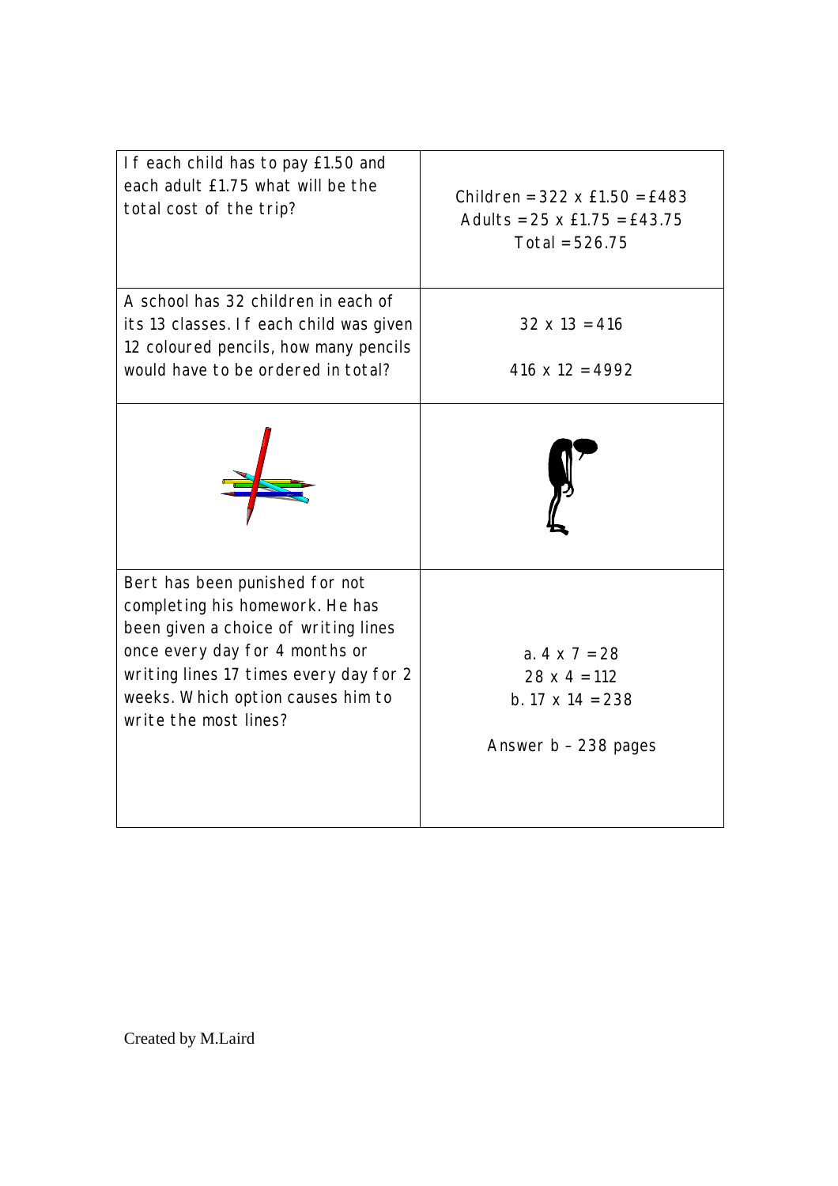| | |
|---|---|
| If each child has to pay £1.50 and each adult £1.75 what will be the total cost of the trip? | Children = 322 x £1.50 = £483<br>Adults = 25 x £1.75 = £43.75<br>Total = 526.75 |
| A school has 32 children in each of its 13 classes. If each child was given 12 coloured pencils, how many pencils would have to be ordered in total? | 32 x 13 = 416<br><br>416 x 12 = 4992 |
| | |
| Bert has been punished for not completing his homework. He has been given a choice of writing lines once every day for 4 months or writing lines 17 times every day for 2 weeks. Which option causes him to write the most lines? | a. 4 x 7 = 28<br>28 x 4 = 112<br>b. 17 x 14 = 238<br><br>Answer b – 238 pages |

Created by M.Laird